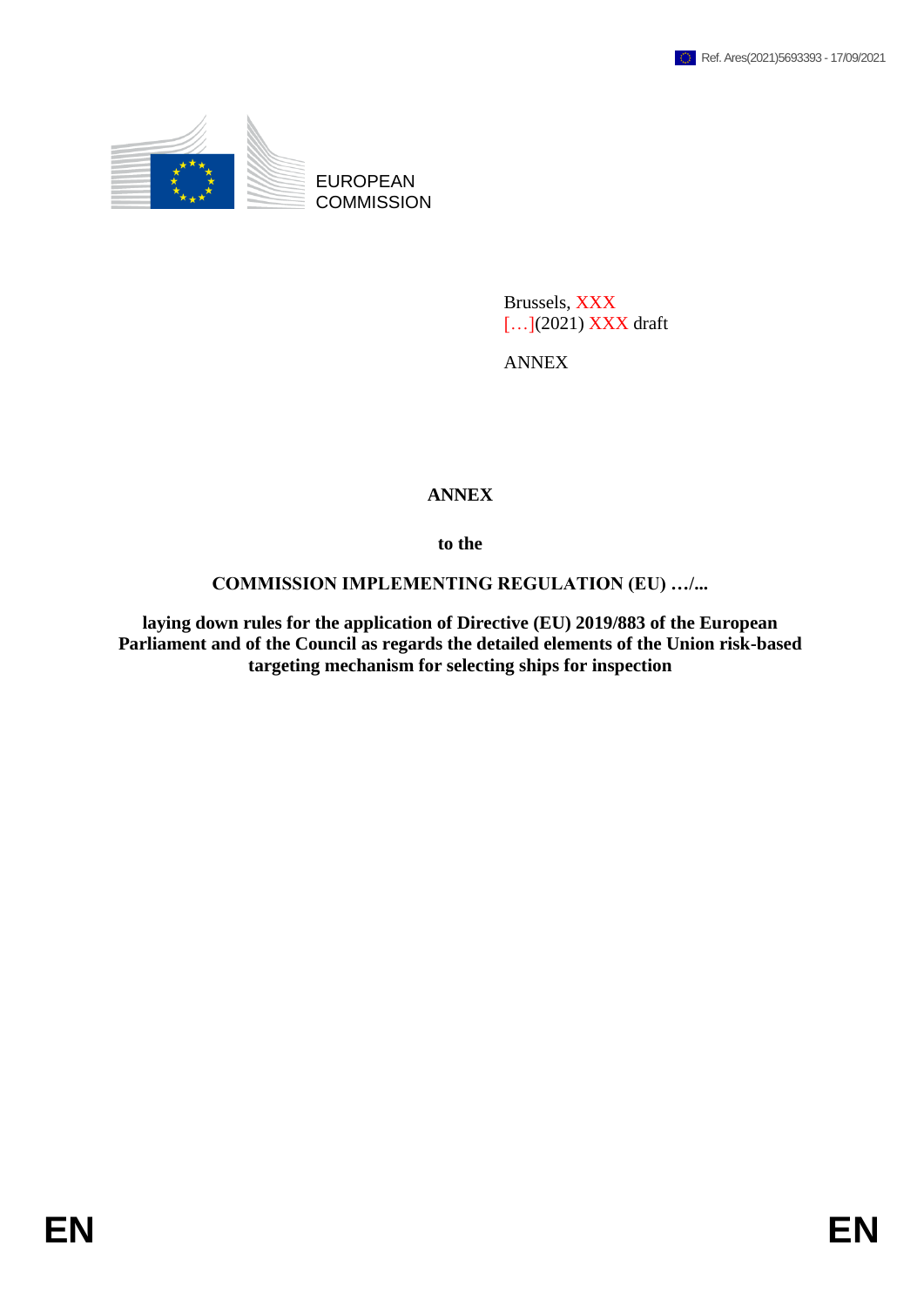Ref. Ares(2021)5693393 - 17/09/2021

EUROPEAN COMMISSION

Brussels, XXX
[…](2021) XXX draft

ANNEX

# ANNEX

**to the**

**COMMISSION IMPLEMENTING REGULATION (EU) …/...**

**laying down rules for the application of Directive (EU) 2019/883 of the European Parliament and of the Council as regards the detailed elements of the Union risk-based targeting mechanism for selecting ships for inspection**

EN EN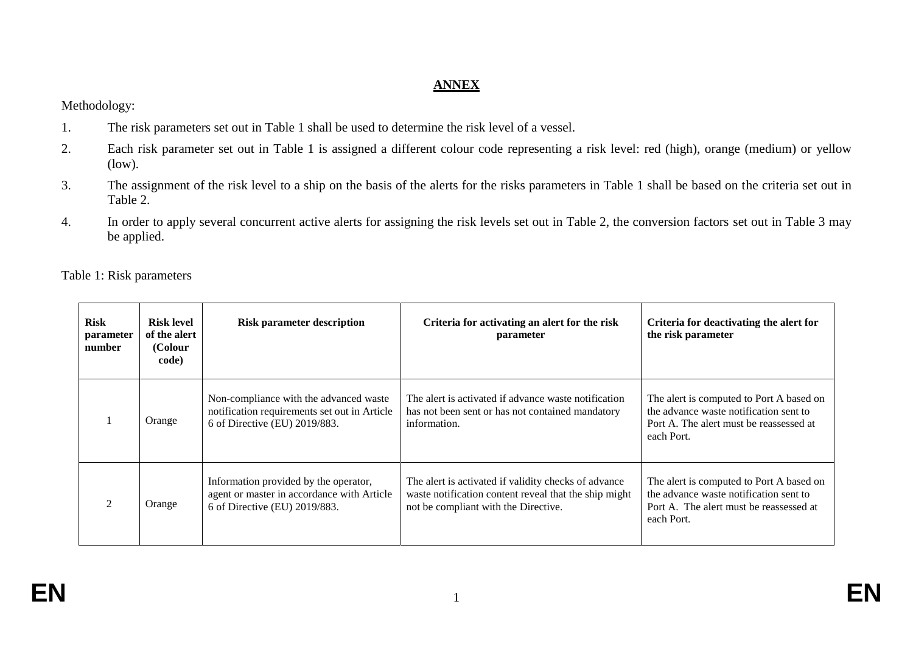**ANNEX**

Methodology:

1. The risk parameters set out in Table 1 shall be used to determine the risk level of a vessel.
2. Each risk parameter set out in Table 1 is assigned a different colour code representing a risk level: red (high), orange (medium) or yellow (low).
3. The assignment of the risk level to a ship on the basis of the alerts for the risks parameters in Table 1 shall be based on the criteria set out in Table 2.
4. In order to apply several concurrent active alerts for assigning the risk levels set out in Table 2, the conversion factors set out in Table 3 may be applied.

Table 1: Risk parameters

| Risk parameter number | Risk level of the alert (Colour code) | Risk parameter description | Criteria for activating an alert for the risk parameter | Criteria for deactivating the alert for the risk parameter |
|---|---|---|---|---|
| 1 | Orange | Non-compliance with the advanced waste notification requirements set out in Article 6 of Directive (EU) 2019/883. | The alert is activated if advance waste notification has not been sent or has not contained mandatory information. | The alert is computed to Port A based on the advance waste notification sent to Port A. The alert must be reassessed at each Port. |
| 2 | Orange | Information provided by the operator, agent or master in accordance with Article 6 of Directive (EU) 2019/883. | The alert is activated if validity checks of advance waste notification content reveal that the ship might not be compliant with the Directive. | The alert is computed to Port A based on the advance waste notification sent to Port A. The alert must be reassessed at each Port. |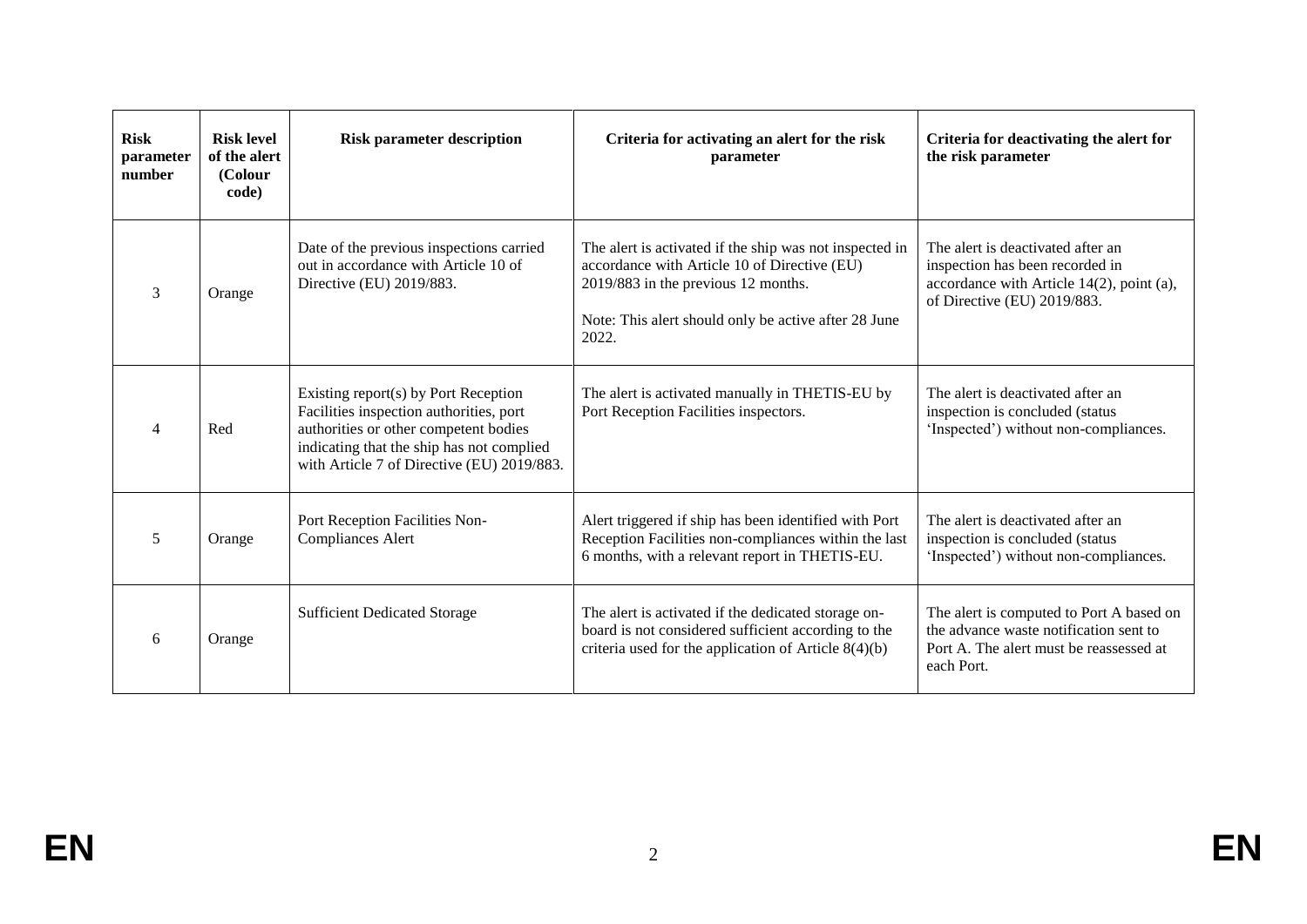| Risk parameter number | Risk level of the alert (Colour code) | Risk parameter description | Criteria for activating an alert for the risk parameter | Criteria for deactivating the alert for the risk parameter |
|---|---|---|---|---|
| 3 | Orange | Date of the previous inspections carried out in accordance with Article 10 of Directive (EU) 2019/883. | The alert is activated if the ship was not inspected in accordance with Article 10 of Directive (EU) 2019/883 in the previous 12 months.<br><br>Note: This alert should only be active after 28 June 2022. | The alert is deactivated after an inspection has been recorded in accordance with Article 14(2), point (a), of Directive (EU) 2019/883. |
| 4 | Red | Existing report(s) by Port Reception Facilities inspection authorities, port authorities or other competent bodies indicating that the ship has not complied with Article 7 of Directive (EU) 2019/883. | The alert is activated manually in THETIS-EU by Port Reception Facilities inspectors. | The alert is deactivated after an inspection is concluded (status 'Inspected') without non-compliances. |
| 5 | Orange | Port Reception Facilities Non-Compliances Alert | Alert triggered if ship has been identified with Port Reception Facilities non-compliances within the last 6 months, with a relevant report in THETIS-EU. | The alert is deactivated after an inspection is concluded (status 'Inspected') without non-compliances. |
| 6 | Orange | Sufficient Dedicated Storage | The alert is activated if the dedicated storage on-board is not considered sufficient according to the criteria used for the application of Article 8(4)(b) | The alert is computed to Port A based on the advance waste notification sent to Port A. The alert must be reassessed at each Port. |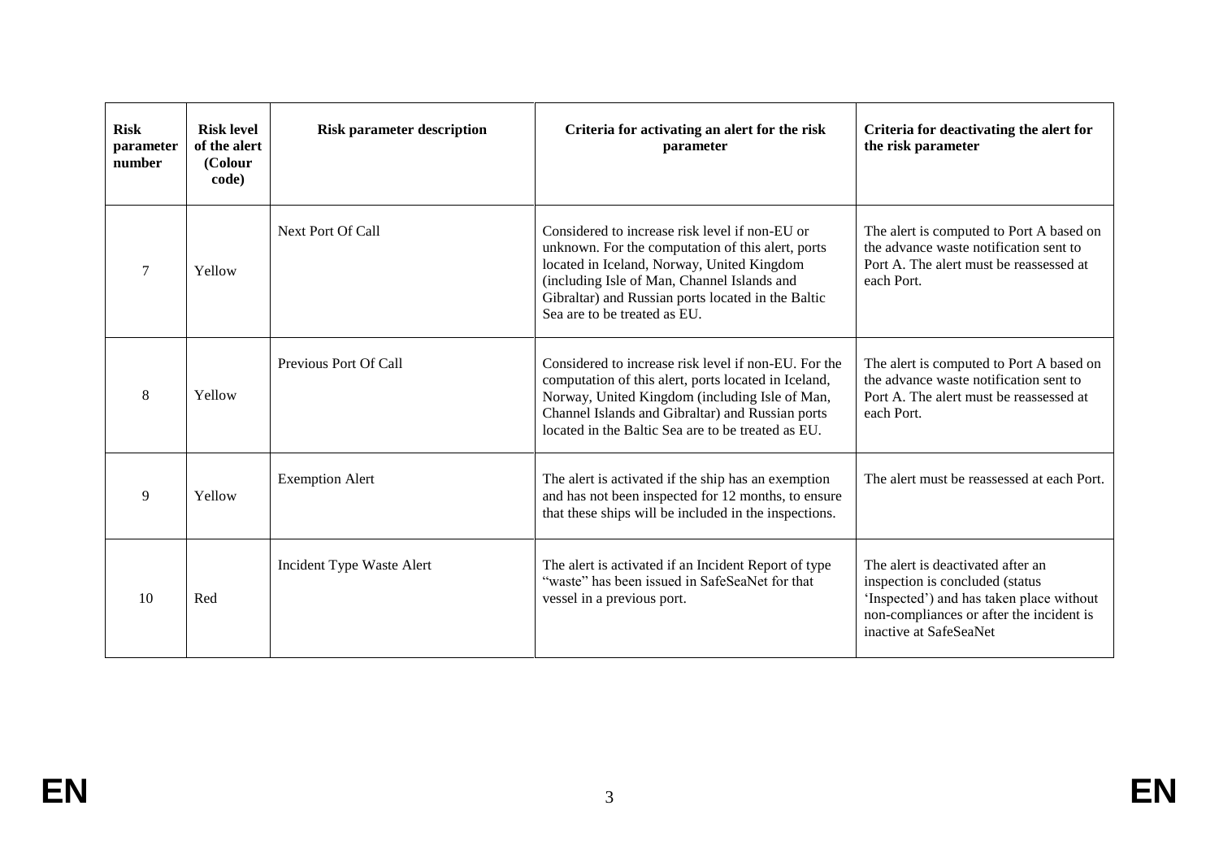| Risk parameter number | Risk level of the alert (Colour code) | Risk parameter description | Criteria for activating an alert for the risk parameter | Criteria for deactivating the alert for the risk parameter |
|---|---|---|---|---|
| 7 | Yellow | Next Port Of Call | Considered to increase risk level if non-EU or unknown. For the computation of this alert, ports located in Iceland, Norway, United Kingdom (including Isle of Man, Channel Islands and Gibraltar) and Russian ports located in the Baltic Sea are to be treated as EU. | The alert is computed to Port A based on the advance waste notification sent to Port A. The alert must be reassessed at each Port. |
| 8 | Yellow | Previous Port Of Call | Considered to increase risk level if non-EU. For the computation of this alert, ports located in Iceland, Norway, United Kingdom (including Isle of Man, Channel Islands and Gibraltar) and Russian ports located in the Baltic Sea are to be treated as EU. | The alert is computed to Port A based on the advance waste notification sent to Port A. The alert must be reassessed at each Port. |
| 9 | Yellow | Exemption Alert | The alert is activated if the ship has an exemption and has not been inspected for 12 months, to ensure that these ships will be included in the inspections. | The alert must be reassessed at each Port. |
| 10 | Red | Incident Type Waste Alert | The alert is activated if an Incident Report of type "waste" has been issued in SafeSeaNet for that vessel in a previous port. | The alert is deactivated after an inspection is concluded (status 'Inspected') and has taken place without non-compliances or after the incident is inactive at SafeSeaNet |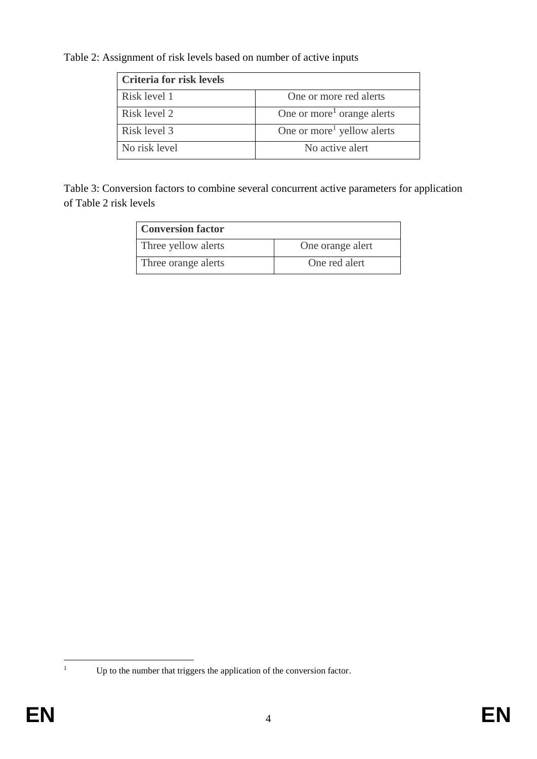Table 2: Assignment of risk levels based on number of active inputs

| Criteria for risk levels | |
|---|---|
| Risk level 1 | One or more red alerts |
| Risk level 2 | One or more[1] orange alerts |
| Risk level 3 | One or more[1] yellow alerts |
| No risk level | No active alert |

Table 3: Conversion factors to combine several concurrent active parameters for application of Table 2 risk levels

| Conversion factor | |
|---|---|
| Three yellow alerts | One orange alert |
| Three orange alerts | One red alert |

[1] Up to the number that triggers the application of the conversion factor.